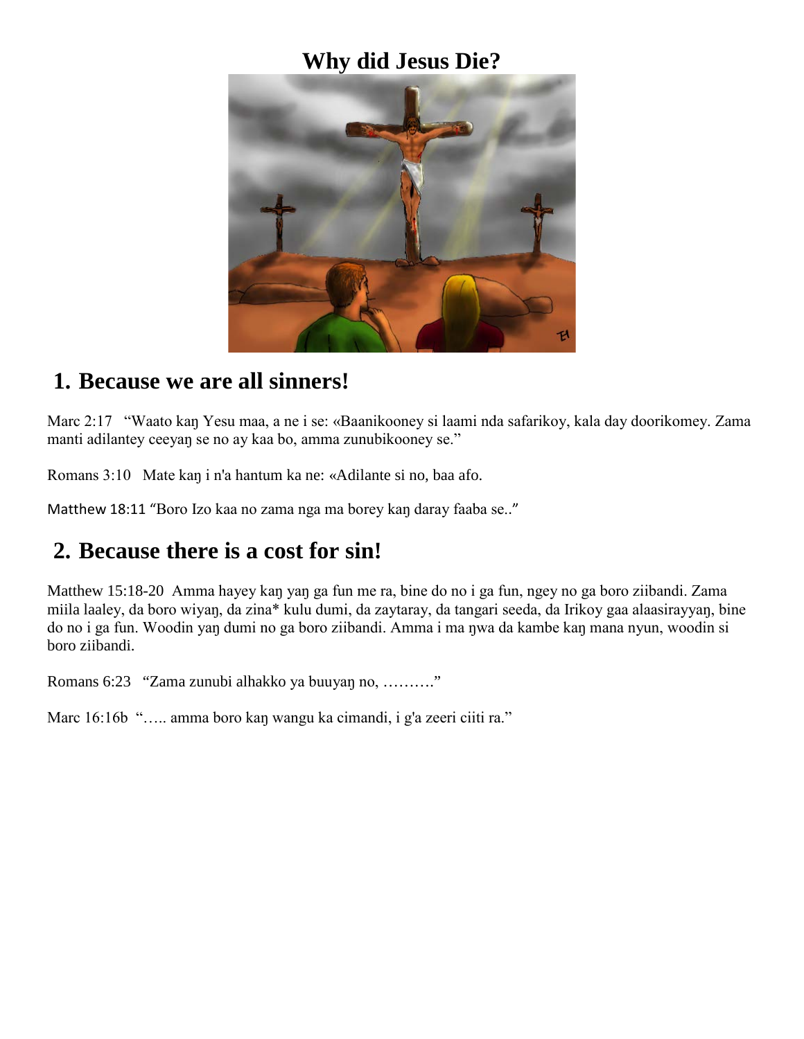# Why did Jesus Die?

## 1. Because we are all sinners!

Marc 2:17 "Waato kaŋ Yesu maa, a ne i se: «Baanikooney si laami nda safarikoy, kala day doorikomey. Zama manti adilantey ceeyaŋ se no ay kaa bo, amma zunubikooney se."

Romans 3:10 Mate kaŋ i n'a hantum ka ne: «Adilante si no, baa afo.

Matthew 18:11 "Boro Izo kaa no zama nga ma borey kaŋ daray faaba se.."

## 2. Because there is a cost for sin!

Matthew 15:18-20 Amma hayey kaŋ yaŋ ga fun me ra, bine do no i ga fun, ngey no ga boro ziibandi. Zama miila laaley, da boro wiyaŋ, da zina* kulu dumi, da zaytaray, da tangari seeda, da Irikoy gaa alaasirayyaŋ, bine do no i ga fun. Woodin yaŋ dumi no ga boro ziibandi. Amma i ma ŋwa da kambe kaŋ mana nyun, woodin si boro ziibandi.

Romans 6:23 "Zama zunubi alhakko ya buuyaŋ no, ………."

Marc 16:16b "….. amma boro kaŋ wangu ka cimandi, i g'a zeeri ciiti ra."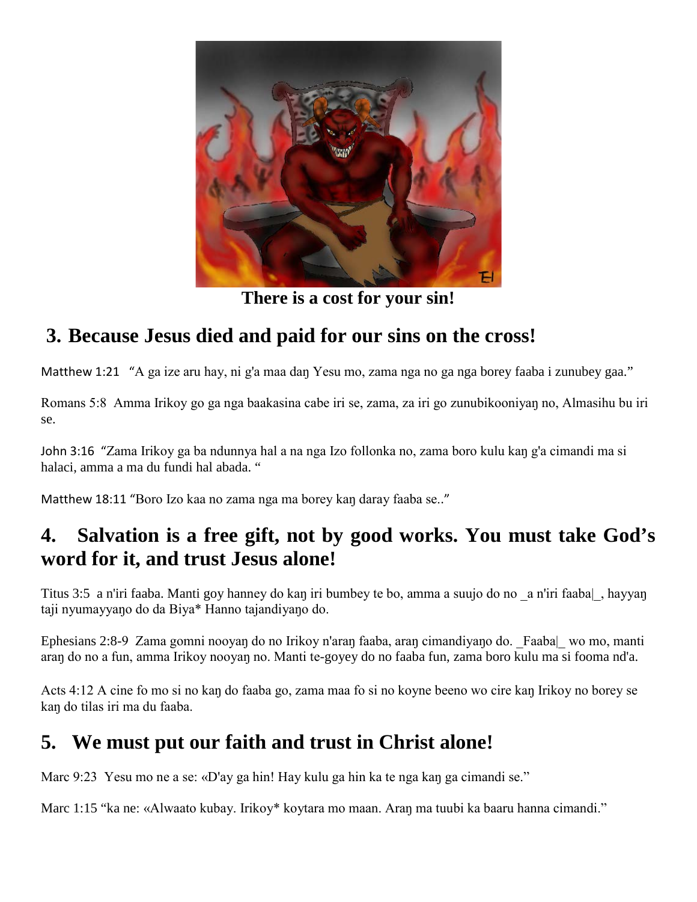There is a cost for your sin!

## 3. Because Jesus died and paid for our sins on the cross!

Matthew 1:21 "A ga ize aru hay, ni g'a maa daŋ Yesu mo, zama nga no ga nga borey faaba i zunubey gaa."

Romans 5:8 Amma Irikoy go ga nga baakasina cabe iri se, zama, za iri go zunubikooniyaŋ no, Almasihu bu iri se.

John 3:16 "Zama Irikoy ga ba ndunnya hal a na nga Izo follonka no, zama boro kulu kaŋ g'a cimandi ma si halaci, amma a ma du fundi hal abada. "

Matthew 18:11 "Boro Izo kaa no zama nga ma borey kaŋ daray faaba se.."

## 4. Salvation is a free gift, not by good works. You must take God's word for it, and trust Jesus alone!

Titus 3:5 a n'iri faaba. Manti goy hanney do kaŋ iri bumbey te bo, amma a suujo do no _a n'iri faaba|_, hayyaŋ taji nyumayyaŋo do da Biya* Hanno tajandiyaŋo do.

Ephesians 2:8-9 Zama gomni nooyaŋ do no Irikoy n'araŋ faaba, araŋ cimandiyaŋo do. _Faaba|_ wo mo, manti araŋ do no a fun, amma Irikoy nooyaŋ no. Manti te-goyey do no faaba fun, zama boro kulu ma si fooma nd'a.

Acts 4:12 A cine fo mo si no kaŋ do faaba go, zama maa fo si no koyne beeno wo cire kaŋ Irikoy no borey se kaŋ do tilas iri ma du faaba.

## 5. We must put our faith and trust in Christ alone!

Marc 9:23 Yesu mo ne a se: «D'ay ga hin! Hay kulu ga hin ka te nga kaŋ ga cimandi se."

Marc 1:15 "ka ne: «Alwaato kubay. Irikoy* koytara mo maan. Araŋ ma tuubi ka baaru hanna cimandi."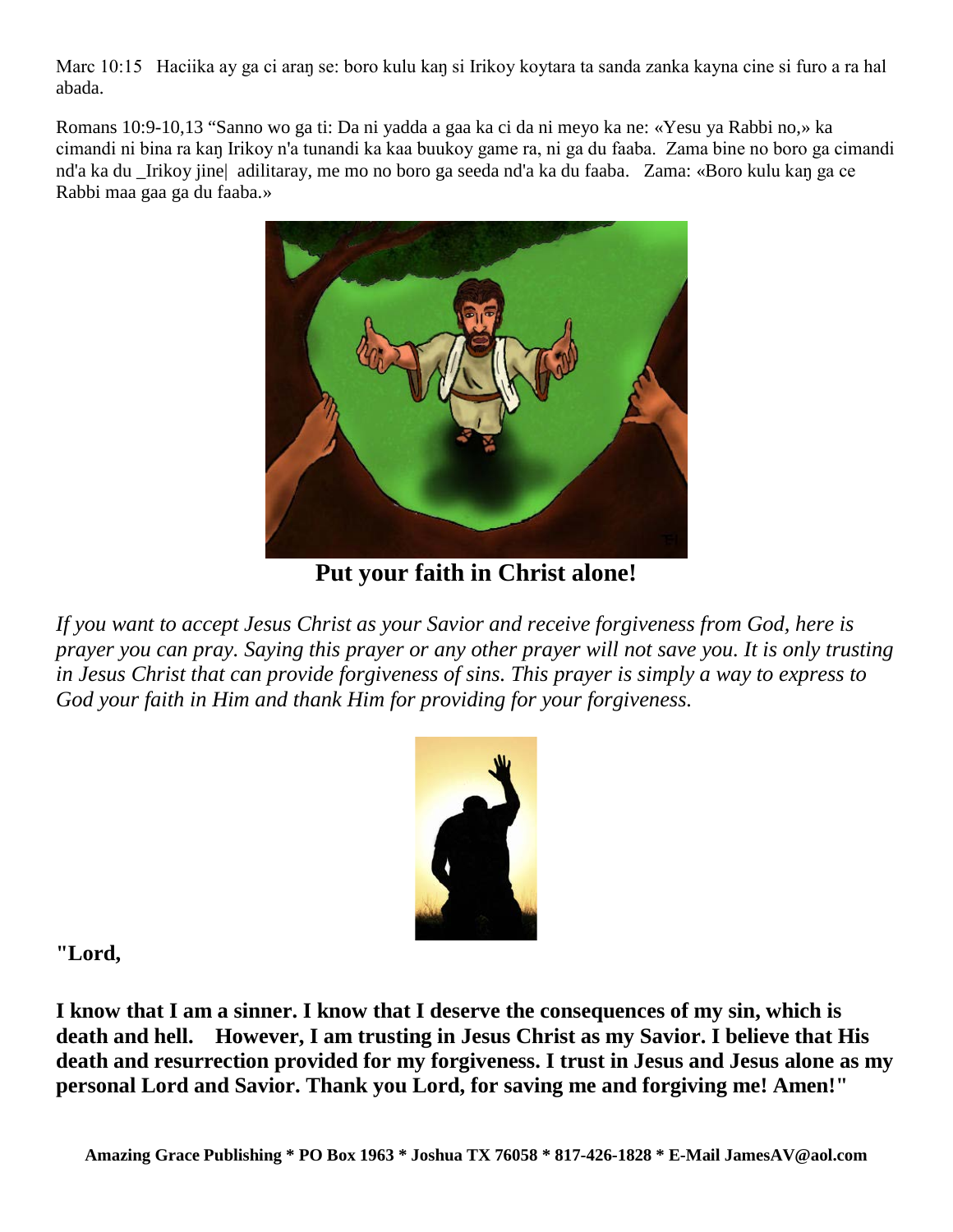Marc 10:15 Haciika ay ga ci araŋ se: boro kulu kaŋ si Irikoy koytara ta sanda zanka kayna cine si furo a ra hal abada.

Romans 10:9-10,13 “Sanno wo ga ti: Da ni yadda a gaa ka ci da ni meyo ka ne: «Yesu ya Rabbi no,» ka cimandi ni bina ra kaŋ Irikoy n'a tunandi ka kaa buukoy game ra, ni ga du faaba. Zama bine no boro ga cimandi nd'a ka du _Irikoy jine| adilitaray, me mo no boro ga seeda nd'a ka du faaba. Zama: «Boro kulu kaŋ ga ce Rabbi maa gaa ga du faaba.»

**Put your faith in Christ alone!**

*If you want to accept Jesus Christ as your Savior and receive forgiveness from God, here is prayer you can pray. Saying this prayer or any other prayer will not save you. It is only trusting in Jesus Christ that can provide forgiveness of sins. This prayer is simply a way to express to God your faith in Him and thank Him for providing for your forgiveness.*

**"Lord,**

**I know that I am a sinner. I know that I deserve the consequences of my sin, which is death and hell. However, I am trusting in Jesus Christ as my Savior. I believe that His death and resurrection provided for my forgiveness. I trust in Jesus and Jesus alone as my personal Lord and Savior. Thank you Lord, for saving me and forgiving me! Amen!"**

**Amazing Grace Publishing * PO Box 1963 * Joshua TX 76058 * 817-426-1828 * E-Mail JamesAV@aol.com**